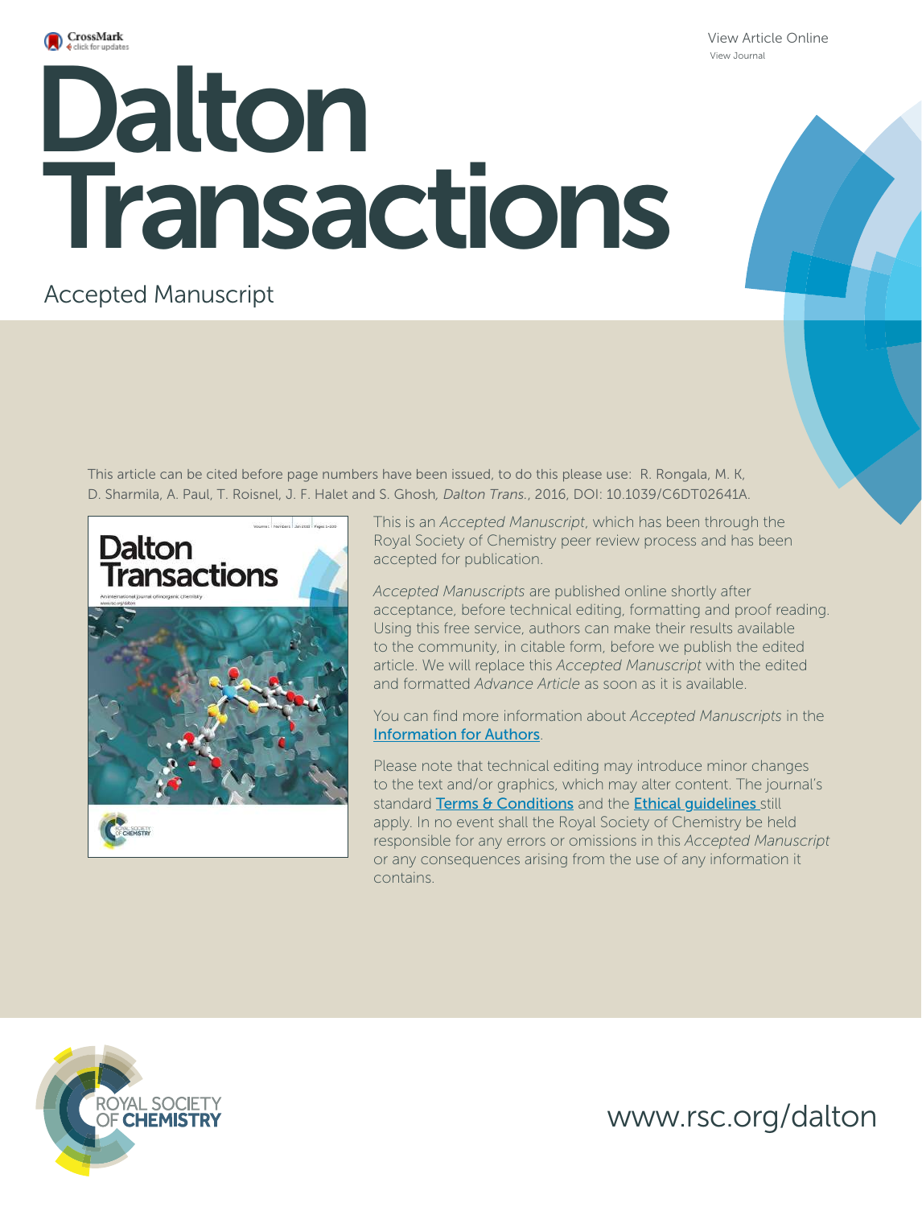View Article Online
View Journal

# Dalton Transactions

Accepted Manuscript

This article can be cited before page numbers have been issued, to do this please use: R. Rongala, M. K, D. Sharmila, A. Paul, T. Roisnel, J. F. Halet and S. Ghosh, *Dalton Trans.*, 2016, DOI: 10.1039/C6DT02641A.

This is an *Accepted Manuscript*, which has been through the Royal Society of Chemistry peer review process and has been accepted for publication.

*Accepted Manuscripts* are published online shortly after acceptance, before technical editing, formatting and proof reading. Using this free service, authors can make their results available to the community, in citable form, before we publish the edited article. We will replace this *Accepted Manuscript* with the edited and formatted *Advance Article* as soon as it is available.

You can find more information about *Accepted Manuscripts* in the Information for Authors.

Please note that technical editing may introduce minor changes to the text and/or graphics, which may alter content. The journal's standard Terms & Conditions and the Ethical guidelines still apply. In no event shall the Royal Society of Chemistry be held responsible for any errors or omissions in this *Accepted Manuscript* or any consequences arising from the use of any information it contains.

ROYAL SOCIETY OF CHEMISTRY

www.rsc.org/dalton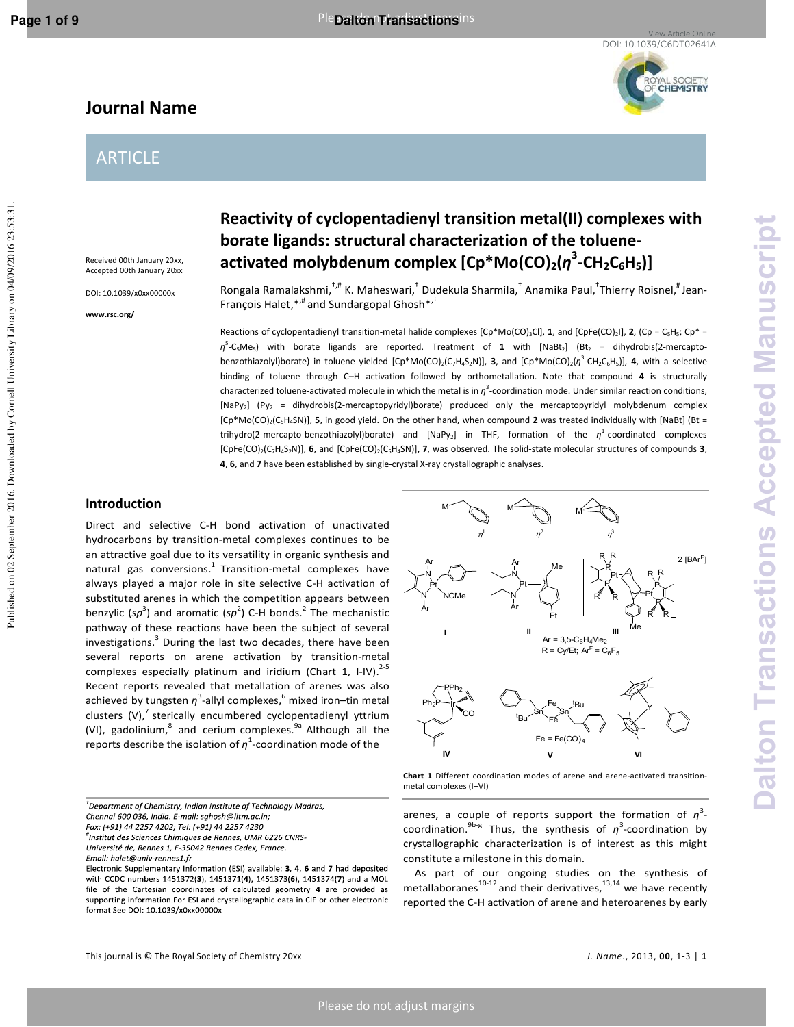# Reactivity of cyclopentadienyl transition metal(II) complexes with borate ligands: structural characterization of the toluene-activated molybdenum complex [Cp*Mo(CO)$_2$($\eta^3$-CH$_2$C$_6$H$_5$)]

Received 00th January 20xx,
Accepted 00th January 20xx

DOI: 10.1039/x0xx00000x

www.rsc.org/

Rongala Ramalakshmi,[†,#] K. Maheswari,[†] Dudekula Sharmila,[†] Anamika Paul,[†] Thierry Roisnel,[#] Jean-François Halet,[*,#] and Sundargopal Ghosh[*,†]

Reactions of cyclopentadienyl transition-metal halide complexes [Cp*Mo(CO)$_3$Cl], **1**, and [CpFe(CO)$_2$I], **2**, (Cp = C$_5$H$_5$; Cp* = $\eta^5$-C$_5$Me$_5$) with borate ligands are reported. Treatment of **1** with [NaBt$_2$] (Bt$_2$ = dihydrobis(2-mercapto-benzothiazolyl)borate) in toluene yielded [Cp*Mo(CO)$_2$(C$_7$H$_4$S$_2$N)], **3**, and [Cp*Mo(CO)$_2$($\eta^3$-CH$_2$C$_6$H$_5$)], **4**, with a selective binding of toluene through C–H activation followed by orthometallation. Note that compound **4** is structurally characterized toluene-activated molecule in which the metal is in $\eta^3$-coordination mode. Under similar reaction conditions, [NaPy$_2$] (Py$_2$ = dihydrobis(2-mercaptopyridyl)borate) produced only the mercaptopyridyl molybdenum complex [Cp*Mo(CO)$_2$(C$_5$H$_4$SN)], **5**, in good yield. On the other hand, when compound **2** was treated individually with [NaBt] (Bt = trihydro(2-mercapto-benzothiazolyl)borate) and [NaPy$_2$] in THF, formation of the $\eta^1$-coordinated complexes [CpFe(CO)$_2$(C$_7$H$_4$S$_2$N)], **6**, and [CpFe(CO)$_2$(C$_5$H$_4$SN)], **7**, was observed. The solid-state molecular structures of compounds **3**, **4**, **6**, and **7** have been established by single-crystal X-ray crystallographic analyses.

## Introduction

Direct and selective C-H bond activation of unactivated hydrocarbons by transition-metal complexes continues to be an attractive goal due to its versatility in organic synthesis and natural gas conversions.[1] Transition-metal complexes have always played a major role in site selective C-H activation of substituted arenes in which the competition appears between benzylic ($sp^3$) and aromatic ($sp^2$) C-H bonds.[2] The mechanistic pathway of these reactions have been the subject of several investigations.[3] During the last two decades, there have been several reports on arene activation by transition-metal complexes especially platinum and iridium (Chart 1, I-IV).[2-5] Recent reports revealed that metallation of arenes was also achieved by tungsten $\eta^3$-allyl complexes,[6] mixed iron–tin metal clusters (V),[7] sterically encumbered cyclopentadienyl yttrium (VI), gadolinium,[8] and cerium complexes.[9a] Although all the reports describe the isolation of $\eta^1$-coordination mode of the arenes, a couple of reports support the formation of $\eta^3$-coordination.[9b-g] Thus, the synthesis of $\eta^3$-coordination by crystallographic characterization is of interest as this might constitute a milestone in this domain.

**Chart 1** Different coordination modes of arene and arene-activated transition-metal complexes (I–VI)

As part of our ongoing studies on the synthesis of metallaboranes[10-12] and their derivatives,[13,14] we have recently reported the C-H activation of arene and heteroarenes by early

[†]Department of Chemistry, Indian Institute of Technology Madras, Chennai 600 036, India. E-mail: sghosh@iitm.ac.in; Fax: (+91) 44 2257 4202; Tel: (+91) 44 2257 4230

[#]Institut des Sciences Chimiques de Rennes, UMR 6226 CNRS-Université de Rennes 1, F-35042 Rennes Cedex, France. Email: halet@univ-rennes1.fr

Electronic Supplementary Information (ESI) available: **3**, **4**, **6** and **7** had deposited with CCDC numbers 1451372(**3**), 1451371(**4**), 1451373(**6**), 1451374(**7**) and a MOL file of the Cartesian coordinates of calculated geometry **4** are provided as supporting information.For ESI and crystallographic data in CIF or other electronic format See DOI: 10.1039/x0xx00000x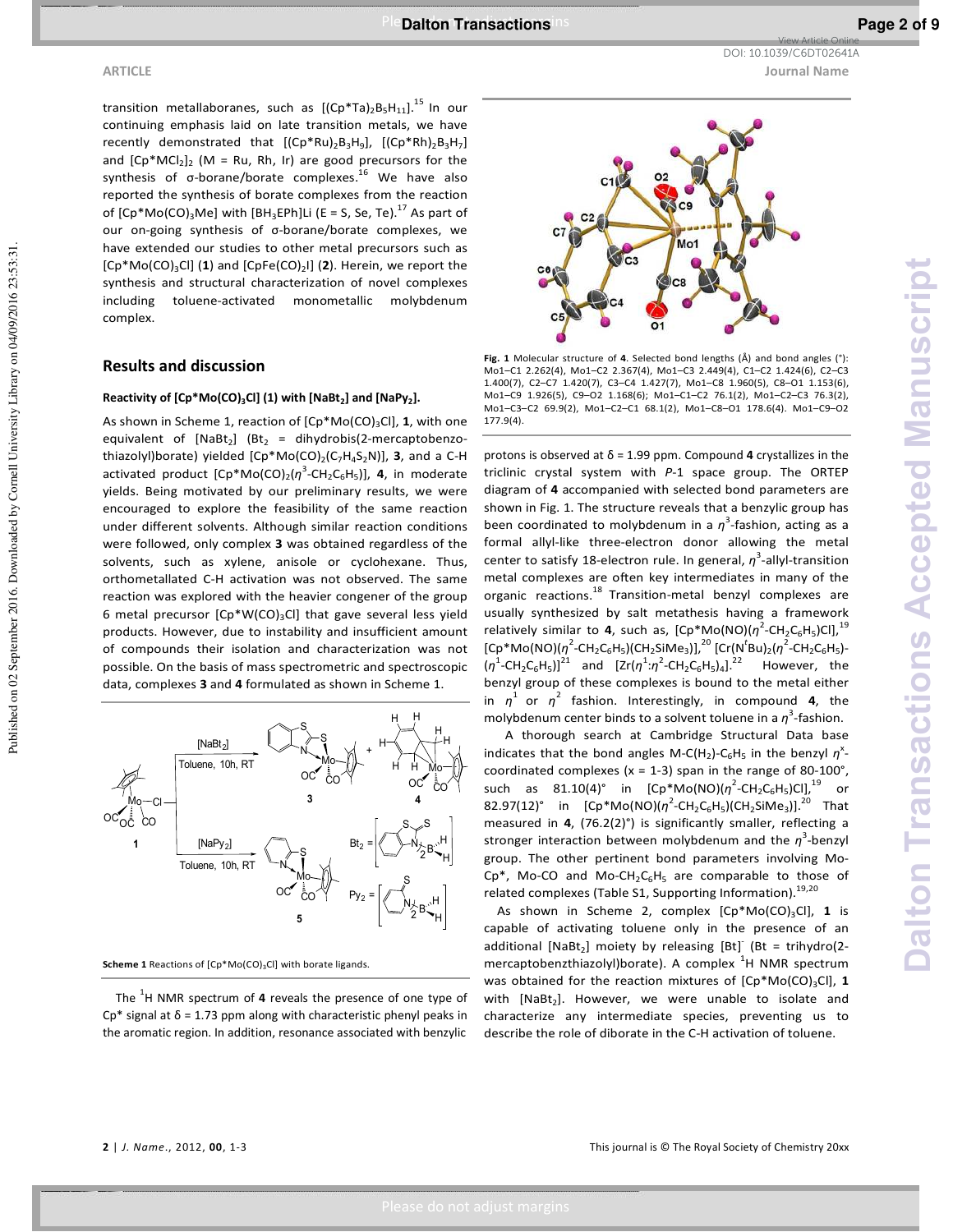transition metallaboranes, such as $[(Cp^*Ta)_2B_5H_{11}]$.[15] In our continuing emphasis laid on late transition metals, we have recently demonstrated that $[(Cp^*Ru)_2B_3H_9]$, $[(Cp^*Rh)_2B_3H_7]$ and $[Cp^*MCl_2]_2$ (M = Ru, Rh, Ir) are good precursors for the synthesis of σ-borane/borate complexes.[16] We have also reported the synthesis of borate complexes from the reaction of $[Cp^*Mo(CO)_3Me]$ with $[BH_3EPh]Li$ (E = S, Se, Te).[17] As part of our on-going synthesis of σ-borane/borate complexes, we have extended our studies to other metal precursors such as $[Cp^*Mo(CO)_3Cl]$ (**1**) and $[CpFe(CO)_2I]$ (**2**). Herein, we report the synthesis and structural characterization of novel complexes including toluene-activated monometallic molybdenum complex.

## Results and discussion

### Reactivity of $[Cp^*Mo(CO)_3Cl]$ (1) with $[NaBt_2]$ and $[NaPy_2]$.

As shown in Scheme 1, reaction of $[Cp^*Mo(CO)_3Cl]$, **1**, with one equivalent of $[NaBt_2]$ ($Bt_2$ = dihydrobis(2-mercaptobenzo-thiazolyl)borate) yielded $[Cp^*Mo(CO)_2(C_7H_4S_2N)]$, **3**, and a C-H activated product $[Cp^*Mo(CO)_2(\eta^3\text{-}CH_2C_6H_5)]$, **4**, in moderate yields. Being motivated by our preliminary results, we were encouraged to explore the feasibility of the same reaction under different solvents. Although similar reaction conditions were followed, only complex **3** was obtained regardless of the solvents, such as xylene, anisole or cyclohexane. Thus, orthometallated C-H activation was not observed. The same reaction was explored with the heavier congener of the group 6 metal precursor $[Cp^*W(CO)_3Cl]$ that gave several less yield products. However, due to instability and insufficient amount of compounds their isolation and characterization was not possible. On the basis of mass spectrometric and spectroscopic data, complexes **3** and **4** formulated as shown in Scheme 1.

**Scheme 1** Reactions of $[Cp^*Mo(CO)_3Cl]$ with borate ligands.

The $^1H$ NMR spectrum of **4** reveals the presence of one type of Cp* signal at δ = 1.73 ppm along with characteristic phenyl peaks in the aromatic region. In addition, resonance associated with benzylic protons is observed at δ = 1.99 ppm. Compound **4** crystallizes in the triclinic crystal system with *P*-1 space group. The ORTEP diagram of **4** accompanied with selected bond parameters are shown in Fig. 1. The structure reveals that a benzylic group has been coordinated to molybdenum in a $\eta^3$-fashion, acting as a formal allyl-like three-electron donor allowing the metal center to satisfy 18-electron rule. In general, $\eta^3$-allyl-transition metal complexes are often key intermediates in many of the organic reactions.[18] Transition-metal benzyl complexes are usually synthesized by salt metathesis having a framework relatively similar to **4**, such as, $[Cp^*Mo(NO)(\eta^2\text{-}CH_2C_6H_5)Cl]$,[19] $[Cp^*Mo(NO)(\eta^2\text{-}CH_2C_6H_5)(CH_2SiMe_3)]$,[20] $[Cr(N^tBu)_2(\eta^2\text{-}CH_2C_6H_5)(\eta^1\text{-}CH_2C_6H_5)]$[21] and $[Zr(\eta^1{:}\eta^2\text{-}CH_2C_6H_5)_4]$.[22] However, the benzyl group of these complexes is bound to the metal either in $\eta^1$ or $\eta^2$ fashion. Interestingly, in compound **4**, the molybdenum center binds to a solvent toluene in a $\eta^3$-fashion.

**Fig. 1** Molecular structure of **4**. Selected bond lengths (Å) and bond angles (°): Mo1–C1 2.262(4), Mo1–C2 2.367(4), Mo1–C3 2.449(4), C1–C2 1.424(6), C2–C3 1.400(7), C2–C7 1.420(7), C3–C4 1.427(7), Mo1–C8 1.960(5), C8–O1 1.153(6), Mo1–C9 1.926(5), C9–O2 1.168(6); Mo1–C1–C2 76.1(2), Mo1–C2–C3 76.3(2), Mo1–C3–C2 69.9(2), Mo1–C2–C1 68.1(2), Mo1–C8–O1 178.6(4). Mo1–C9–O2 177.9(4).

A thorough search at Cambridge Structural Data base indicates that the bond angles $M\text{-}C(H_2)\text{-}C_6H_5$ in the benzyl $\eta^x$-coordinated complexes (x = 1-3) span in the range of 80-100°, such as 81.10(4)° in $[Cp^*Mo(NO)(\eta^2\text{-}CH_2C_6H_5)Cl]$,[19] or 82.97(12)° in $[Cp^*Mo(NO)(\eta^2\text{-}CH_2C_6H_5)(CH_2SiMe_3)]$.[20] That measured in **4**, (76.2(2)°) is significantly smaller, reflecting a stronger interaction between molybdenum and the $\eta^3$-benzyl group. The other pertinent bond parameters involving Mo-Cp*, Mo-CO and $Mo\text{-}CH_2C_6H_5$ are comparable to those of related complexes (Table S1, Supporting Information).[19,20]

As shown in Scheme 2, complex $[Cp^*Mo(CO)_3Cl]$, **1** is capable of activating toluene only in the presence of an additional $[NaBt_2]$ moiety by releasing $[Bt]^-$ (Bt = trihydro(2-mercaptobenzthiazolyl)borate). A complex $^1H$ NMR spectrum was obtained for the reaction mixtures of $[Cp^*Mo(CO)_3Cl]$, **1** with $[NaBt_2]$. However, we were unable to isolate and characterize any intermediate species, preventing us to describe the role of diborate in the C-H activation of toluene.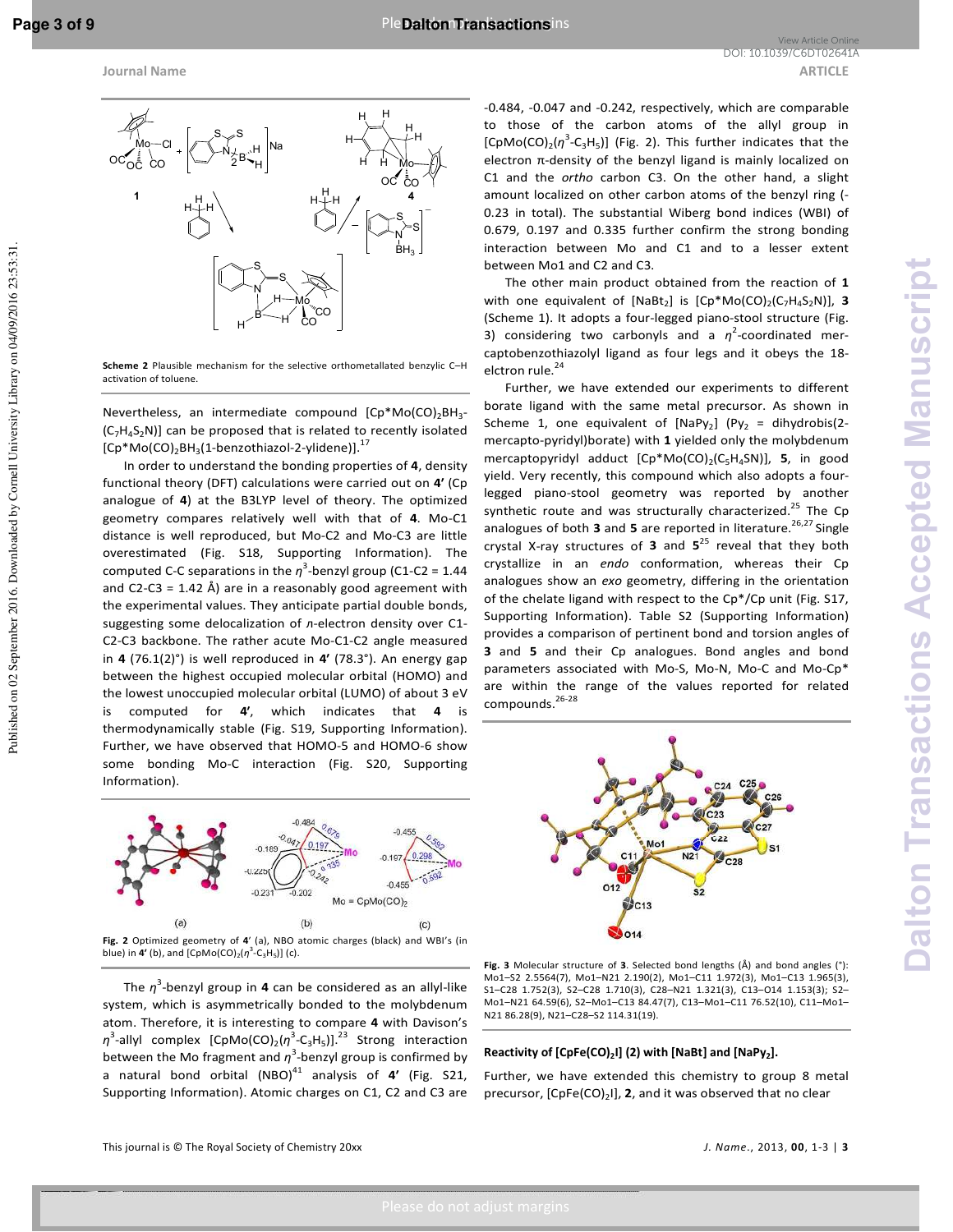**Scheme 2** Plausible mechanism for the selective orthometallated benzylic C–H activation of toluene.

Nevertheless, an intermediate compound [Cp*Mo(CO)$_2$BH$_3$-(C$_7$H$_4$S$_2$N)] can be proposed that is related to recently isolated [Cp*Mo(CO)$_2$BH$_3$(1-benzothiazol-2-ylidene)].[17]

In order to understand the bonding properties of **4**, density functional theory (DFT) calculations were carried out on **4'** (Cp analogue of **4**) at the B3LYP level of theory. The optimized geometry compares relatively well with that of **4**. Mo-C1 distance is well reproduced, but Mo-C2 and Mo-C3 are little overestimated (Fig. S18, Supporting Information). The computed C-C separations in the $\eta^3$-benzyl group (C1-C2 = 1.44 and C2-C3 = 1.42 Å) are in a reasonably good agreement with the experimental values. They anticipate partial double bonds, suggesting some delocalization of $\pi$-electron density over C1-C2-C3 backbone. The rather acute Mo-C1-C2 angle measured in **4** (76.1(2)°) is well reproduced in **4'** (78.3°). An energy gap between the highest occupied molecular orbital (HOMO) and the lowest unoccupied molecular orbital (LUMO) of about 3 eV is computed for **4'**, which indicates that **4** is thermodynamically stable (Fig. S19, Supporting Information). Further, we have observed that HOMO-5 and HOMO-6 show some bonding Mo-C interaction (Fig. S20, Supporting Information).

**Fig. 2** Optimized geometry of **4'** (a), NBO atomic charges (black) and WBI's (in blue) in **4'** (b), and [CpMo(CO)$_2$($\eta^3$-C$_3$H$_5$)] (c).

The $\eta^3$-benzyl group in **4** can be considered as an allyl-like system, which is asymmetrically bonded to the molybdenum atom. Therefore, it is interesting to compare **4** with Davison's $\eta^3$-allyl complex [CpMo(CO)$_2$($\eta^3$-C$_3$H$_5$)].[23] Strong interaction between the Mo fragment and $\eta^3$-benzyl group is confirmed by a natural bond orbital (NBO)[41] analysis of **4'** (Fig. S21, Supporting Information). Atomic charges on C1, C2 and C3 are -0.484, -0.047 and -0.242, respectively, which are comparable to those of the carbon atoms of the allyl group in [CpMo(CO)$_2$($\eta^3$-C$_3$H$_5$)] (Fig. 2). This further indicates that the electron $\pi$-density of the benzyl ligand is mainly localized on C1 and the *ortho* carbon C3. On the other hand, a slight amount localized on other carbon atoms of the benzyl ring (-0.23 in total). The substantial Wiberg bond indices (WBI) of 0.679, 0.197 and 0.335 further confirm the strong bonding interaction between Mo and C1 and to a lesser extent between Mo1 and C2 and C3.

The other main product obtained from the reaction of **1** with one equivalent of [NaBt$_2$] is [Cp*Mo(CO)$_2$(C$_7$H$_4$S$_2$N)], **3** (Scheme 1). It adopts a four-legged piano-stool structure (Fig. 3) considering two carbonyls and a $\eta^2$-coordinated mercaptobenzothiazolyl ligand as four legs and it obeys the 18-elctron rule.[24]

Further, we have extended our experiments to different borate ligand with the same metal precursor. As shown in Scheme 1, one equivalent of [NaPy$_2$] (Py$_2$ = dihydrobis(2-mercapto-pyridyl)borate) with **1** yielded only the molybdenum mercaptopyridyl adduct [Cp*Mo(CO)$_2$(C$_5$H$_4$SN)], **5**, in good yield. Very recently, this compound which also adopts a four-legged piano-stool geometry was reported by another synthetic route and was structurally characterized.[25] The Cp analogues of both **3** and **5** are reported in literature.[26,27] Single crystal X-ray structures of **3** and **5**[25] reveal that they both crystallize in an *endo* conformation, whereas their Cp analogues show an *exo* geometry, differing in the orientation of the chelate ligand with respect to the Cp*/Cp unit (Fig. S17, Supporting Information). Table S2 (Supporting Information) provides a comparison of pertinent bond and torsion angles of **3** and **5** and their Cp analogues. Bond angles and bond parameters associated with Mo-S, Mo-N, Mo-C and Mo-Cp* are within the range of the values reported for related compounds.[26-28]

**Fig. 3** Molecular structure of **3**. Selected bond lengths (Å) and bond angles (°): Mo1–S2 2.5564(7), Mo1–N21 2.190(2), Mo1–C11 1.972(3), Mo1–C13 1.965(3), S1–C28 1.752(3), S2–C28 1.710(3), C28–N21 1.321(3), C13–O14 1.153(3); S2–Mo1–N21 64.59(6), S2–Mo1–C13 84.47(7), C13–Mo1–C11 76.52(10), C11–Mo1–N21 86.28(9), N21–C28–S2 114.31(19).

### Reactivity of [CpFe(CO)$_2$I] (2) with [NaBt] and [NaPy$_2$].

Further, we have extended this chemistry to group 8 metal precursor, [CpFe(CO)$_2$I], **2**, and it was observed that no clear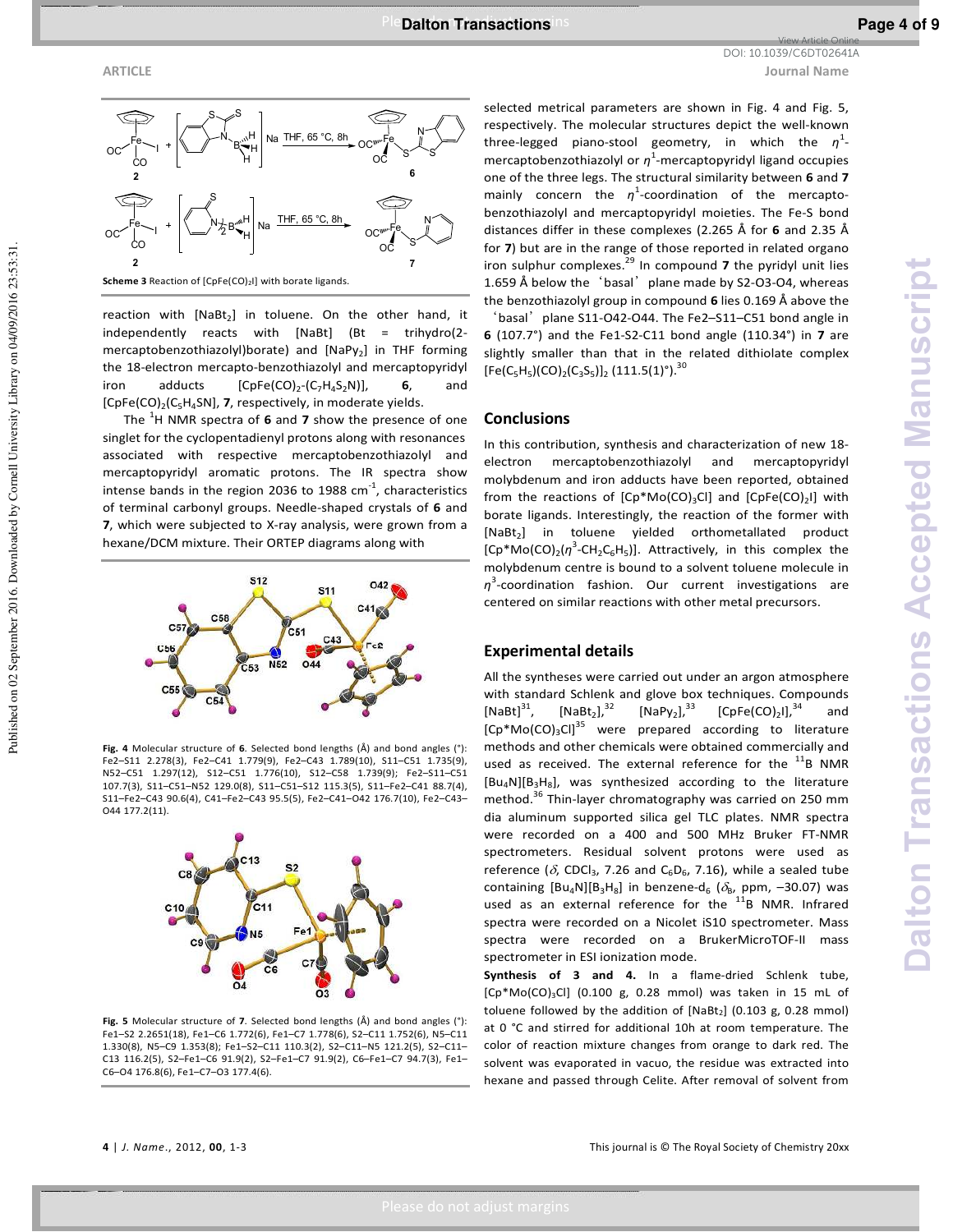**Scheme 3** Reaction of $[CpFe(CO)_2I]$ with borate ligands.

reaction with $[NaBt_2]$ in toluene. On the other hand, it independently reacts with [NaBt] (Bt = trihydro(2-mercaptobenzothiazolyl)borate) and $[NaPy_2]$ in THF forming the 18-electron mercapto-benzothiazolyl and mercaptopyridyl iron adducts $[CpFe(CO)_2$-$(C_7H_4S_2N)]$, **6**, and $[CpFe(CO)_2(C_5H_4SN]$, **7**, respectively, in moderate yields.

The $^1H$ NMR spectra of **6** and **7** show the presence of one singlet for the cyclopentadienyl protons along with resonances associated with respective mercaptobenzothiazolyl and mercaptopyridyl aromatic protons. The IR spectra show intense bands in the region 2036 to 1988 $cm^{-1}$, characteristics of terminal carbonyl groups. Needle-shaped crystals of **6** and **7**, which were subjected to X-ray analysis, were grown from a hexane/DCM mixture. Their ORTEP diagrams along with

**Fig. 4** Molecular structure of **6**. Selected bond lengths (Å) and bond angles (°): Fe2–S11 2.278(3), Fe2–C41 1.779(9), Fe2–C43 1.789(10), S11–C51 1.735(9), N52–C51 1.297(12), S12–C51 1.776(10), S12–C58 1.739(9); Fe2–S11–C51 107.7(3), S11–C51–N52 129.0(8), S11–C51–S12 115.3(5), S11–Fe2–C41 88.7(4), S11–Fe2–C43 90.6(4), C41–Fe2–C43 95.5(5), Fe2–C41–O42 176.7(10), Fe2–C43–O44 177.2(11).

**Fig. 5** Molecular structure of **7**. Selected bond lengths (Å) and bond angles (°): Fe1–S2 2.2651(18), Fe1–C6 1.772(6), Fe1–C7 1.778(6), S2–C11 1.752(6), N5–C11 1.330(8), N5–C9 1.353(8); Fe1–S2–C11 110.3(2), S2–C11–N5 121.2(5), S2–C11–C13 116.2(5), S2–Fe1–C6 91.9(2), S2–Fe1–C7 91.9(2), C6–Fe1–C7 94.7(3), Fe1–C6–O4 176.8(6), Fe1–C7–O3 177.4(6).

selected metrical parameters are shown in Fig. 4 and Fig. 5, respectively. The molecular structures depict the well-known three-legged piano-stool geometry, in which the $\eta^1$-mercaptobenzothiazolyl or $\eta^1$-mercaptopyridyl ligand occupies one of the three legs. The structural similarity between **6** and **7** mainly concern the $\eta^1$-coordination of the mercapto-benzothiazolyl and mercaptopyridyl moieties. The Fe-S bond distances differ in these complexes (2.265 Å for **6** and 2.35 Å for **7**) but are in the range of those reported in related organo iron sulphur complexes.[29] In compound **7** the pyridyl unit lies 1.659 Å below the 'basal' plane made by S2-O3-O4, whereas the benzothiazolyl group in compound **6** lies 0.169 Å above the 'basal' plane S11-O42-O44. The Fe2–S11–C51 bond angle in **6** (107.7°) and the Fe1-S2-C11 bond angle (110.34°) in **7** are slightly smaller than that in the related dithiolate complex $[Fe(C_5H_5)(CO)_2(C_3S_5)]_2$ (111.5(1)°).[30]

## Conclusions

In this contribution, synthesis and characterization of new 18-electron mercaptobenzothiazolyl and mercaptopyridyl molybdenum and iron adducts have been reported, obtained from the reactions of $[Cp^*Mo(CO)_3Cl]$ and $[CpFe(CO)_2I]$ with borate ligands. Interestingly, the reaction of the former with $[NaBt_2]$ in toluene yielded orthometallated product $[Cp^*Mo(CO)_2(\eta^3$-$CH_2C_6H_5)]$. Attractively, in this complex the molybdenum centre is bound to a solvent toluene molecule in $\eta^3$-coordination fashion. Our current investigations are centered on similar reactions with other metal precursors.

## Experimental details

All the syntheses were carried out under an argon atmosphere with standard Schlenk and glove box techniques. Compounds $[NaBt]$,[31] $[NaBt_2]$,[32] $[NaPy_2]$,[33] $[CpFe(CO)_2I]$,[34] and $[Cp^*Mo(CO)_3Cl]$[35] were prepared according to literature methods and other chemicals were obtained commercially and used as received. The external reference for the $^{11}B$ NMR $[Bu_4N][B_3H_8]$, was synthesized according to the literature method.[36] Thin-layer chromatography was carried on 250 mm dia aluminum supported silica gel TLC plates. NMR spectra were recorded on a 400 and 500 MHz Bruker FT-NMR spectrometers. Residual solvent protons were used as reference ($\delta$, $CDCl_3$, 7.26 and $C_6D_6$, 7.16), while a sealed tube containing $[Bu_4N][B_3H_8]$ in benzene-$d_6$ ($\delta_B$, ppm, −30.07) was used as an external reference for the $^{11}B$ NMR. Infrared spectra were recorded on a Nicolet iS10 spectrometer. Mass spectra were recorded on a BrukerMicroTOF-II mass spectrometer in ESI ionization mode.

**Synthesis of 3 and 4.** In a flame-dried Schlenk tube, $[Cp^*Mo(CO)_3Cl]$ (0.100 g, 0.28 mmol) was taken in 15 mL of toluene followed by the addition of $[NaBt_2]$ (0.103 g, 0.28 mmol) at 0 °C and stirred for additional 10h at room temperature. The color of reaction mixture changes from orange to dark red. The solvent was evaporated in vacuo, the residue was extracted into hexane and passed through Celite. After removal of solvent from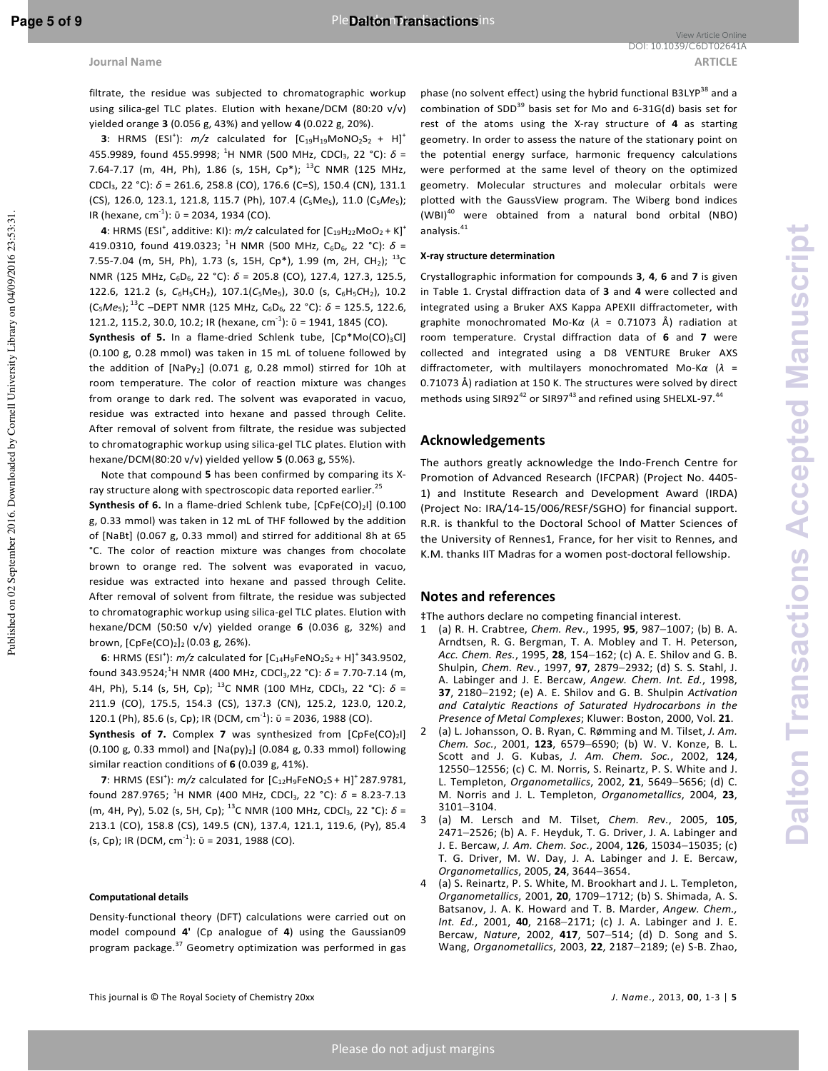filtrate, the residue was subjected to chromatographic workup using silica-gel TLC plates. Elution with hexane/DCM (80:20 v/v) yielded orange **3** (0.056 g, 43%) and yellow **4** (0.022 g, 20%).

**3**: HRMS (ESI$^+$): *m/z* calculated for $[C_{19}H_{19}MoNO_2S_2 + H]^+$ 455.9989, found 455.9998; $^1$H NMR (500 MHz, $CDCl_3$, 22 °C): $\delta$ = 7.64-7.17 (m, 4H, Ph), 1.86 (s, 15H, Cp*); $^{13}$C NMR (125 MHz, $CDCl_3$, 22 °C): $\delta$ = 261.6, 258.8 (CO), 176.6 (C=S), 150.4 (CN), 131.1 (CS), 126.0, 123.1, 121.8, 115.7 (Ph), 107.4 ($C_5Me_5$), 11.0 ($C_5Me_5$); IR (hexane, cm$^{-1}$): $\bar{\upsilon}$ = 2034, 1934 (CO).

**4**: HRMS (ESI$^+$, additive: KI): *m/z* calculated for $[C_{19}H_{22}MoO_2 + K]^+$ 419.0310, found 419.0323; $^1$H NMR (500 MHz, $C_6D_6$, 22 °C): $\delta$ = 7.55-7.04 (m, 5H, Ph), 1.73 (s, 15H, Cp*), 1.99 (m, 2H, $CH_2$); $^{13}$C NMR (125 MHz, $C_6D_6$, 22 °C): $\delta$ = 205.8 (CO), 127.4, 127.3, 125.5, 122.6, 121.2 (s, $C_6H_5CH_2$), 107.1($C_5Me_5$), 30.0 (s, $C_6H_5CH_2$), 10.2 ($C_5Me_5$); $^{13}$C –DEPT NMR (125 MHz, $C_6D_6$, 22 °C): $\delta$ = 125.5, 122.6, 121.2, 115.2, 30.0, 10.2; IR (hexane, cm$^{-1}$): $\bar{\upsilon}$ = 1941, 1845 (CO).

**Synthesis of 5.** In a flame-dried Schlenk tube, $[Cp^*Mo(CO)_3Cl]$ (0.100 g, 0.28 mmol) was taken in 15 mL of toluene followed by the addition of $[NaPy_2]$ (0.071 g, 0.28 mmol) stirred for 10h at room temperature. The color of reaction mixture was changes from orange to dark red. The solvent was evaporated in vacuo, residue was extracted into hexane and passed through Celite. After removal of solvent from filtrate, the residue was subjected to chromatographic workup using silica-gel TLC plates. Elution with hexane/DCM(80:20 v/v) yielded yellow **5** (0.063 g, 55%).

Note that compound **5** has been confirmed by comparing its X-ray structure along with spectroscopic data reported earlier.[25]

**Synthesis of 6.** In a flame-dried Schlenk tube, $[CpFe(CO)_2I]$ (0.100 g, 0.33 mmol) was taken in 12 mL of THF followed by the addition of [NaBt] (0.067 g, 0.33 mmol) and stirred for additional 8h at 65 °C. The color of reaction mixture was changes from chocolate brown to orange red. The solvent was evaporated in vacuo, residue was extracted into hexane and passed through Celite. After removal of solvent from filtrate, the residue was subjected to chromatographic workup using silica-gel TLC plates. Elution with hexane/DCM (50:50 v/v) yielded orange **6** (0.036 g, 32%) and brown, $[CpFe(CO)_2]_2$ (0.03 g, 26%).

**6**: HRMS (ESI$^+$): *m/z* calculated for $[C_{14}H_9FeNO_2S_2 + H]^+$ 343.9502, found 343.9524; $^1$H NMR (400 MHz, $CDCl_3$, 22 °C): $\delta$ = 7.70-7.14 (m, 4H, Ph), 5.14 (s, 5H, Cp); $^{13}$C NMR (100 MHz, $CDCl_3$, 22 °C): $\delta$ = 211.9 (CO), 175.5, 154.3 (CS), 137.3 (CN), 125.2, 123.0, 120.2, 120.1 (Ph), 85.6 (s, Cp); IR (DCM, cm$^{-1}$): $\bar{\upsilon}$ = 2036, 1988 (CO).

**Synthesis of 7.** Complex **7** was synthesized from $[CpFe(CO)_2I]$ (0.100 g, 0.33 mmol) and $[Na(py)_2]$ (0.084 g, 0.33 mmol) following similar reaction conditions of **6** (0.039 g, 41%).

**7**: HRMS (ESI$^+$): *m/z* calculated for $[C_{12}H_9FeNO_2S + H]^+$ 287.9781, found 287.9765; $^1$H NMR (400 MHz, $CDCl_3$, 22 °C): $\delta$ = 8.23-7.13 (m, 4H, Py), 5.02 (s, 5H, Cp); $^{13}$C NMR (100 MHz, $CDCl_3$, 22 °C): $\delta$ = 213.1 (CO), 158.8 (CS), 149.5 (CN), 137.4, 121.1, 119.6, (Py), 85.4 (s, Cp); IR (DCM, cm$^{-1}$): $\bar{\upsilon}$ = 2031, 1988 (CO).

#### Computational details

Density-functional theory (DFT) calculations were carried out on model compound **4'** (Cp analogue of **4**) using the Gaussian09 program package.[37] Geometry optimization was performed in gas phase (no solvent effect) using the hybrid functional B3LYP[38] and a combination of SDD[39] basis set for Mo and 6-31G(d) basis set for rest of the atoms using the X-ray structure of **4** as starting geometry. In order to assess the nature of the stationary point on the potential energy surface, harmonic frequency calculations were performed at the same level of theory on the optimized geometry. Molecular structures and molecular orbitals were plotted with the GaussView program. The Wiberg bond indices (WBI)[40] were obtained from a natural bond orbital (NBO) analysis.[41]

#### X-ray structure determination

Crystallographic information for compounds **3**, **4**, **6** and **7** is given in Table 1. Crystal diffraction data of **3** and **4** were collected and integrated using a Bruker AXS Kappa APEXII diffractometer, with graphite monochromated Mo-K$\alpha$ ($\lambda$ = 0.71073 Å) radiation at room temperature. Crystal diffraction data of **6** and **7** were collected and integrated using a D8 VENTURE Bruker AXS diffractometer, with multilayers monochromated Mo-K$\alpha$ ($\lambda$ = 0.71073 Å) radiation at 150 K. The structures were solved by direct methods using SIR92[42] or SIR97[43] and refined using SHELXL-97.[44]

## Acknowledgements

The authors greatly acknowledge the Indo-French Centre for Promotion of Advanced Research (IFCPAR) (Project No. 4405-1) and Institute Research and Development Award (IRDA) (Project No: IRA/14-15/006/RESF/SGHO) for financial support. R.R. is thankful to the Doctoral School of Matter Sciences of the University of Rennes1, France, for her visit to Rennes, and K.M. thanks IIT Madras for a women post-doctoral fellowship.

## Notes and references

‡The authors declare no competing financial interest.

1. (a) R. H. Crabtree, *Chem. Rev.*, 1995, **95**, 987–1007; (b) B. A. Arndtsen, R. G. Bergman, T. A. Mobley and T. H. Peterson, *Acc. Chem. Res.*, 1995, **28**, 154–162; (c) A. E. Shilov and G. B. Shulpin, *Chem. Rev.*, 1997, **97**, 2879–2932; (d) S. S. Stahl, J. A. Labinger and J. E. Bercaw, *Angew. Chem. Int. Ed.*, 1998, **37**, 2180–2192; (e) A. E. Shilov and G. B. Shulpin *Activation and Catalytic Reactions of Saturated Hydrocarbons in the Presence of Metal Complexes*; Kluwer: Boston, 2000, Vol. **21**.
2. (a) L. Johansson, O. B. Ryan, C. Rømming and M. Tilset, *J. Am. Chem. Soc.*, 2001, **123**, 6579–6590; (b) W. V. Konze, B. L. Scott and J. G. Kubas, *J. Am. Chem. Soc.*, 2002, **124**, 12550–12556; (c) C. M. Norris, S. Reinartz, P. S. White and J. L. Templeton, *Organometallics*, 2002, **21**, 5649–5656; (d) C. M. Norris and J. L. Templeton, *Organometallics*, 2004, **23**, 3101–3104.
3. (a) M. Lersch and M. Tilset, *Chem. Rev.*, 2005, **105**, 2471–2526; (b) A. F. Heyduk, T. G. Driver, J. A. Labinger and J. E. Bercaw, *J. Am. Chem. Soc.*, 2004, **126**, 15034–15035; (c) T. G. Driver, M. W. Day, J. A. Labinger and J. E. Bercaw, *Organometallics*, 2005, **24**, 3644–3654.
4. (a) S. Reinartz, P. S. White, M. Brookhart and J. L. Templeton, *Organometallics*, 2001, **20**, 1709–1712; (b) S. Shimada, A. S. Batsanov, J. A. K. Howard and T. B. Marder, *Angew. Chem., Int. Ed.*, 2001, **40**, 2168–2171; (c) J. A. Labinger and J. E. Bercaw, *Nature*, 2002, **417**, 507–514; (d) D. Song and S. Wang, *Organometallics*, 2003, **22**, 2187–2189; (e) S-B. Zhao,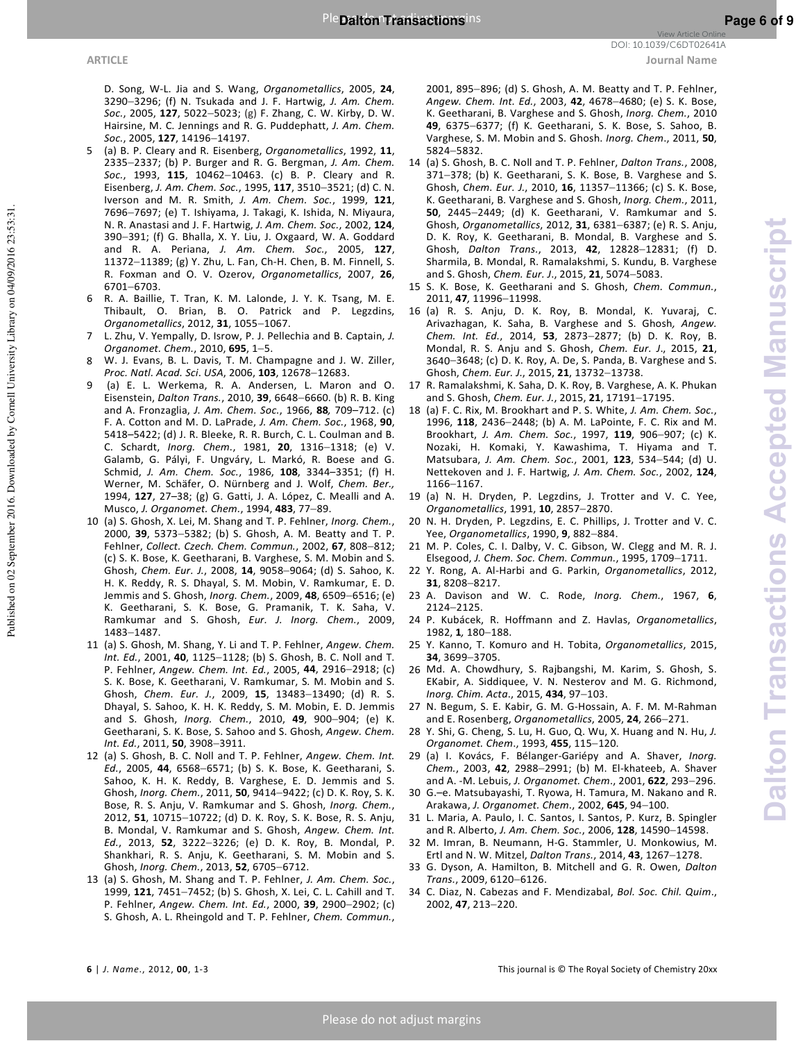D. Song, W-L. Jia and S. Wang, *Organometallics*, 2005, **24**, 3290–3296; (f) N. Tsukada and J. F. Hartwig, *J. Am. Chem. Soc.*, 2005, **127**, 5022–5023; (g) F. Zhang, C. W. Kirby, D. W. Hairsine, M. C. Jennings and R. G. Puddephatt, *J. Am. Chem. Soc.*, 2005, **127**, 14196–14197.

5 (a) B. P. Cleary and R. Eisenberg, *Organometallics*, 1992, **11**, 2335–2337; (b) P. Burger and R. G. Bergman, *J. Am. Chem. Soc.*, 1993, **115**, 10462–10463. (c) B. P. Cleary and R. Eisenberg, *J. Am. Chem. Soc.*, 1995, **117**, 3510–3521; (d) C. N. Iverson and M. R. Smith, *J. Am. Chem. Soc.*, 1999, **121**, 7696–7697; (e) T. Ishiyama, J. Takagi, K. Ishida, N. Miyaura, N. R. Anastasi and J. F. Hartwig, *J. Am. Chem. Soc.*, 2002, **124**, 390–391; (f) G. Bhalla, X. Y. Liu, J. Oxgaard, W. A. Goddard and R. A. Periana, *J. Am. Chem. Soc.*, 2005, **127**, 11372–11389; (g) Y. Zhu, L. Fan, Ch-H. Chen, B. M. Finnell, S. R. Foxman and O. V. Ozerov, *Organometallics*, 2007, **26**, 6701–6703.

6 R. A. Baillie, T. Tran, K. M. Lalonde, J. Y. K. Tsang, M. E. Thibault, O. Brian, B. O. Patrick and P. Legzdins, *Organometallics*, 2012, **31**, 1055–1067.

7 L. Zhu, V. Yempally, D. Isrow, P. J. Pellechia and B. Captain, *J. Organomet. Chem.*, 2010, **695**, 1–5.

8 W. J. Evans, B. L. Davis, T. M. Champagne and J. W. Ziller, *Proc. Natl. Acad. Sci. USA*, 2006, **103**, 12678–12683.

9 (a) E. L. Werkema, R. A. Andersen, L. Maron and O. Eisenstein, *Dalton Trans.*, 2010, **39**, 6648–6660. (b) R. B. King and A. Fronzaglia, *J. Am. Chem. Soc.*, 1966, **88**, 709–712. (c) F. A. Cotton and M. D. LaPrade, *J. Am. Chem. Soc.*, 1968, **90**, 5418–5422; (d) J. R. Bleeke, R. R. Burch, C. L. Coulman and B. C. Schardt, *Inorg. Chem.*, 1981, **20**, 1316–1318; (e) V. Galamb, G. Pályi, F. Ungváry, L. Markó, R. Boese and G. Schmid, *J. Am. Chem. Soc.*, 1986, **108**, 3344–3351; (f) H. Werner, M. Schäfer, O. Nürnberg and J. Wolf, *Chem. Ber.*, 1994, **127**, 27–38; (g) G. Gatti, J. A. López, C. Mealli and A. Musco, *J. Organomet. Chem.*, 1994, **483**, 77–89.

10 (a) S. Ghosh, X. Lei, M. Shang and T. P. Fehlner, *Inorg. Chem.*, 2000, **39**, 5373–5382; (b) S. Ghosh, A. M. Beatty and T. P. Fehlner, *Collect. Czech. Chem. Commun.*, 2002, **67**, 808–812; (c) S. K. Bose, K. Geetharani, B. Varghese, S. M. Mobin and S. Ghosh, *Chem. Eur. J.*, 2008, **14**, 9058–9064; (d) S. Sahoo, K. H. K. Reddy, R. S. Dhayal, S. M. Mobin, V. Ramkumar, E. D. Jemmis and S. Ghosh, *Inorg. Chem.*, 2009, **48**, 6509–6516; (e) K. Geetharani, S. K. Bose, G. Pramanik, T. K. Saha, V. Ramkumar and S. Ghosh, *Eur. J. Inorg. Chem.*, 2009, 1483–1487.

11 (a) S. Ghosh, M. Shang, Y. Li and T. P. Fehlner, *Angew. Chem. Int. Ed.*, 2001, **40**, 1125–1128; (b) S. Ghosh, B. C. Noll and T. P. Fehlner, *Angew. Chem. Int. Ed.*, 2005, **44**, 2916–2918; (c) S. K. Bose, K. Geetharani, V. Ramkumar, S. M. Mobin and S. Ghosh, *Chem. Eur. J.*, 2009, **15**, 13483–13490; (d) R. S. Dhayal, S. Sahoo, K. H. K. Reddy, S. M. Mobin, E. D. Jemmis and S. Ghosh, *Inorg. Chem.*, 2010, **49**, 900–904; (e) K. Geetharani, S. K. Bose, S. Sahoo and S. Ghosh, *Angew. Chem. Int. Ed.*, 2011, **50**, 3908–3911.

12 (a) S. Ghosh, B. C. Noll and T. P. Fehlner, *Angew. Chem. Int. Ed.*, 2005, **44**, 6568–6571; (b) S. K. Bose, K. Geetharani, S. Sahoo, K. H. K. Reddy, B. Varghese, E. D. Jemmis and S. Ghosh, *Inorg. Chem.*, 2011, **50**, 9414–9422; (c) D. K. Roy, S. K. Bose, R. S. Anju, V. Ramkumar and S. Ghosh, *Inorg. Chem.*, 2012, **51**, 10715–10722; (d) D. K. Roy, S. K. Bose, R. S. Anju, B. Mondal, V. Ramkumar and S. Ghosh, *Angew. Chem. Int. Ed.*, 2013, **52**, 3222–3226; (e) D. K. Roy, B. Mondal, P. Shankhari, R. S. Anju, K. Geetharani, S. M. Mobin and S. Ghosh, *Inorg. Chem.*, 2013, **52**, 6705–6712.

13 (a) S. Ghosh, M. Shang and T. P. Fehlner, *J. Am. Chem. Soc.*, 1999, **121**, 7451–7452; (b) S. Ghosh, X. Lei, C. L. Cahill and T. P. Fehlner, *Angew. Chem. Int. Ed.*, 2000, **39**, 2900–2902; (c) S. Ghosh, A. L. Rheingold and T. P. Fehlner, *Chem. Commun.*, 2001, 895–896; (d) S. Ghosh, A. M. Beatty and T. P. Fehlner, *Angew. Chem. Int. Ed.*, 2003, **42**, 4678–4680; (e) S. K. Bose, K. Geetharani, B. Varghese and S. Ghosh, *Inorg. Chem.*, 2010 **49**, 6375–6377; (f) K. Geetharani, S. K. Bose, S. Sahoo, B. Varghese, S. M. Mobin and S. Ghosh. *Inorg. Chem.*, 2011, **50**, 5824–5832.

14 (a) S. Ghosh, B. C. Noll and T. P. Fehlner, *Dalton Trans.*, 2008, 371–378; (b) K. Geetharani, S. K. Bose, B. Varghese and S. Ghosh, *Chem. Eur. J.*, 2010, **16**, 11357–11366; (c) S. K. Bose, K. Geetharani, B. Varghese and S. Ghosh, *Inorg. Chem.*, 2011, **50**, 2445–2449; (d) K. Geetharani, V. Ramkumar and S. Ghosh, *Organometallics*, 2012, **31**, 6381–6387; (e) R. S. Anju, D. K. Roy, K. Geetharani, B. Mondal, B. Varghese and S. Ghosh, *Dalton Trans.*, 2013, **42**, 12828–12831; (f) D. Sharmila, B. Mondal, R. Ramalakshmi, S. Kundu, B. Varghese and S. Ghosh, *Chem. Eur. J.*, 2015, **21**, 5074–5083.

15 S. K. Bose, K. Geetharani and S. Ghosh, *Chem. Commun.*, 2011, **47**, 11996–11998.

16 (a) R. S. Anju, D. K. Roy, B. Mondal, K. Yuvaraj, C. Arivazhagan, K. Saha, B. Varghese and S. Ghosh, *Angew. Chem. Int. Ed.*, 2014, **53**, 2873–2877; (b) D. K. Roy, B. Mondal, R. S. Anju and S. Ghosh, *Chem. Eur. J.*, 2015, **21**, 3640–3648; (c) D. K. Roy, A. De, S. Panda, B. Varghese and S. Ghosh, *Chem. Eur. J.*, 2015, **21**, 13732–13738.

17 R. Ramalakshmi, K. Saha, D. K. Roy, B. Varghese, A. K. Phukan and S. Ghosh, *Chem. Eur. J.*, 2015, **21**, 17191–17195.

18 (a) F. C. Rix, M. Brookhart and P. S. White, *J. Am. Chem. Soc.*, 1996, **118**, 2436–2448; (b) A. M. LaPointe, F. C. Rix and M. Brookhart, *J. Am. Chem. Soc.*, 1997, **119**, 906–907; (c) K. Nozaki, H. Komaki, Y. Kawashima, T. Hiyama and T. Matsubara, *J. Am. Chem. Soc.*, 2001, **123**, 534–544; (d) U. Nettekoven and J. F. Hartwig, *J. Am. Chem. Soc.*, 2002, **124**, 1166–1167.

19 (a) N. H. Dryden, P. Legzdins, J. Trotter and V. C. Yee, *Organometallics*, 1991, **10**, 2857–2870.

20 N. H. Dryden, P. Legzdins, E. C. Phillips, J. Trotter and V. C. Yee, *Organometallics*, 1990, **9**, 882–884.

21 M. P. Coles, C. I. Dalby, V. C. Gibson, W. Clegg and M. R. J. Elsegood, *J. Chem. Soc. Chem. Commun.*, 1995, 1709–1711.

22 Y. Rong, A. Al-Harbi and G. Parkin, *Organometallics*, 2012, **31**, 8208–8217.

23 A. Davison and W. C. Rode, *Inorg. Chem.*, 1967, **6**, 2124–2125.

24 P. Kubácek, R. Hoffmann and Z. Havlas, *Organometallics*, 1982, **1**, 180–188.

25 Y. Kanno, T. Komuro and H. Tobita, *Organometallics*, 2015, **34**, 3699–3705.

26 Md. A. Chowdhury, S. Rajbangshi, M. Karim, S. Ghosh, S. EKabir, A. Siddiquee, V. N. Nesterov and M. G. Richmond, *Inorg. Chim. Acta*, 2015, **434**, 97–103.

27 N. Begum, S. E. Kabir, G. M. G-Hossain, A. F. M. M-Rahman and E. Rosenberg, *Organometallics*, 2005, **24**, 266–271.

28 Y. Shi, G. Cheng, S. Lu, H. Guo, Q. Wu, X. Huang and N. Hu, *J. Organomet. Chem.*, 1993, **455**, 115–120.

29 (a) I. Kovács, F. Bélanger-Gariépy and A. Shaver, *Inorg. Chem.*, 2003, **42**, 2988–2991; (b) M. El-khateeb, A. Shaver and A. -M. Lebuis, *J. Organomet. Chem.*, 2001, **622**, 293–296.

30 G.–e. Matsubayashi, T. Ryowa, H. Tamura, M. Nakano and R. Arakawa, *J. Organomet. Chem.*, 2002, **645**, 94–100.

31 L. Maria, A. Paulo, I. C. Santos, I. Santos, P. Kurz, B. Spingler and R. Alberto, *J. Am. Chem. Soc.*, 2006, **128**, 14590–14598.

32 M. Imran, B. Neumann, H-G. Stammler, U. Monkowius, M. Ertl and N. W. Mitzel, *Dalton Trans.*, 2014, **43**, 1267–1278.

33 G. Dyson, A. Hamilton, B. Mitchell and G. R. Owen, *Dalton Trans.*, 2009, 6120–6126.

34 C. Diaz, N. Cabezas and F. Mendizabal, *Bol. Soc. Chil. Quim.*, 2002, **47**, 213–220.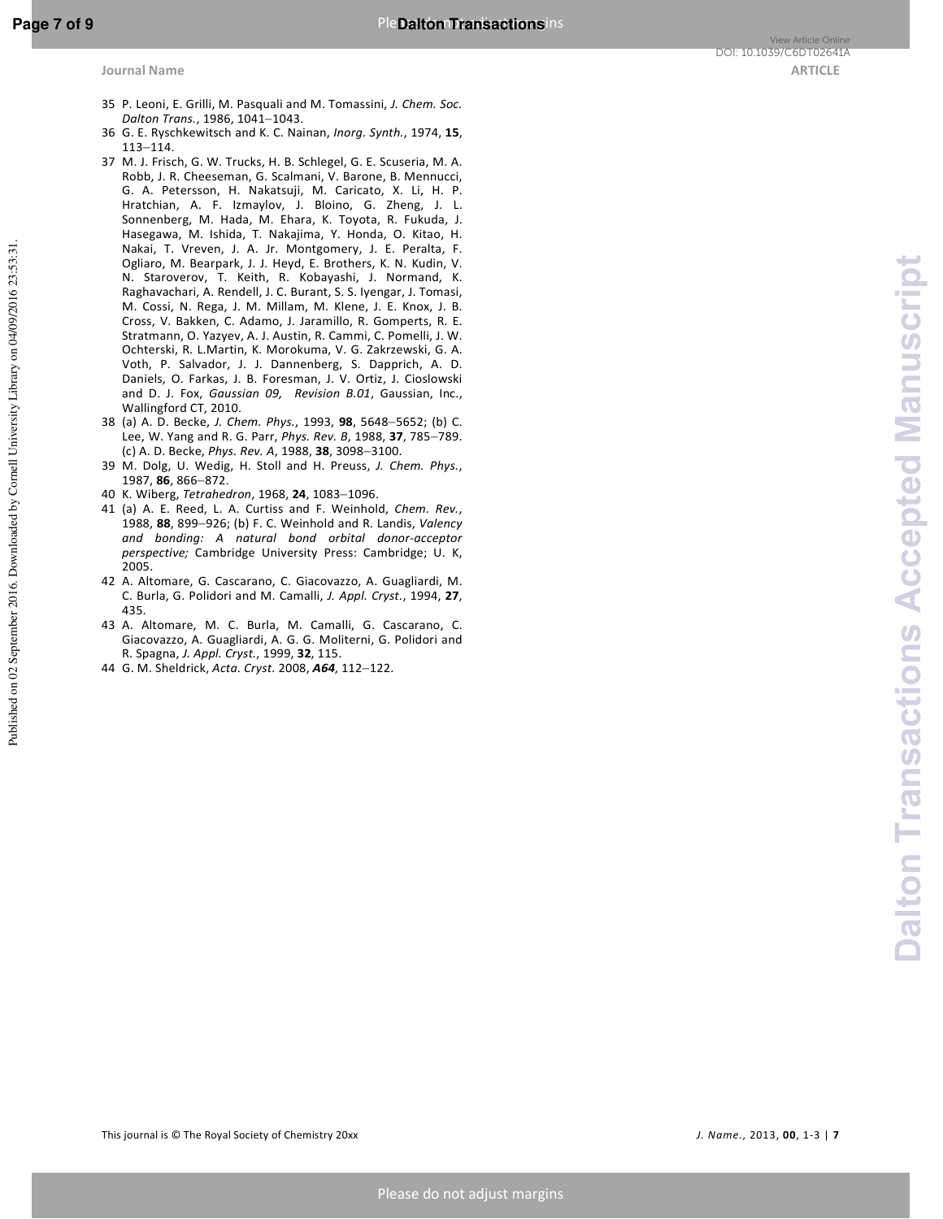35 P. Leoni, E. Grilli, M. Pasquali and M. Tomassini, *J. Chem. Soc. Dalton Trans.*, 1986, 1041–1043.
36 G. E. Ryschkewitsch and K. C. Nainan, *Inorg. Synth.*, 1974, **15**, 113–114.
37 M. J. Frisch, G. W. Trucks, H. B. Schlegel, G. E. Scuseria, M. A. Robb, J. R. Cheeseman, G. Scalmani, V. Barone, B. Mennucci, G. A. Petersson, H. Nakatsuji, M. Caricato, X. Li, H. P. Hratchian, A. F. Izmaylov, J. Bloino, G. Zheng, J. L. Sonnenberg, M. Hada, M. Ehara, K. Toyota, R. Fukuda, J. Hasegawa, M. Ishida, T. Nakajima, Y. Honda, O. Kitao, H. Nakai, T. Vreven, J. A. Jr. Montgomery, J. E. Peralta, F. Ogliaro, M. Bearpark, J. J. Heyd, E. Brothers, K. N. Kudin, V. N. Staroverov, T. Keith, R. Kobayashi, J. Normand, K. Raghavachari, A. Rendell, J. C. Burant, S. S. Iyengar, J. Tomasi, M. Cossi, N. Rega, J. M. Millam, M. Klene, J. E. Knox, J. B. Cross, V. Bakken, C. Adamo, J. Jaramillo, R. Gomperts, R. E. Stratmann, O. Yazyev, A. J. Austin, R. Cammi, C. Pomelli, J. W. Ochterski, R. L.Martin, K. Morokuma, V. G. Zakrzewski, G. A. Voth, P. Salvador, J. J. Dannenberg, S. Dapprich, A. D. Daniels, O. Farkas, J. B. Foresman, J. V. Ortiz, J. Cioslowski and D. J. Fox, *Gaussian 09, Revision B.01*, Gaussian, Inc., Wallingford CT, 2010.
38 (a) A. D. Becke, *J. Chem. Phys.*, 1993, **98**, 5648–5652; (b) C. Lee, W. Yang and R. G. Parr, *Phys. Rev. B*, 1988, **37**, 785–789. (c) A. D. Becke, *Phys. Rev. A*, 1988, **38**, 3098–3100.
39 M. Dolg, U. Wedig, H. Stoll and H. Preuss, *J. Chem. Phys.*, 1987, **86**, 866–872.
40 K. Wiberg, *Tetrahedron*, 1968, **24**, 1083–1096.
41 (a) A. E. Reed, L. A. Curtiss and F. Weinhold, *Chem. Rev.*, 1988, **88**, 899–926; (b) F. C. Weinhold and R. Landis, *Valency and bonding: A natural bond orbital donor-acceptor perspective;* Cambridge University Press: Cambridge; U. K, 2005.
42 A. Altomare, G. Cascarano, C. Giacovazzo, A. Guagliardi, M. C. Burla, G. Polidori and M. Camalli, *J. Appl. Cryst.*, 1994, **27**, 435.
43 A. Altomare, M. C. Burla, M. Camalli, G. Cascarano, C. Giacovazzo, A. Guagliardi, A. G. G. Moliterni, G. Polidori and R. Spagna, *J. Appl. Cryst.*, 1999, **32**, 115.
44 G. M. Sheldrick, *Acta. Cryst.* 2008, ***A64***, 112–122.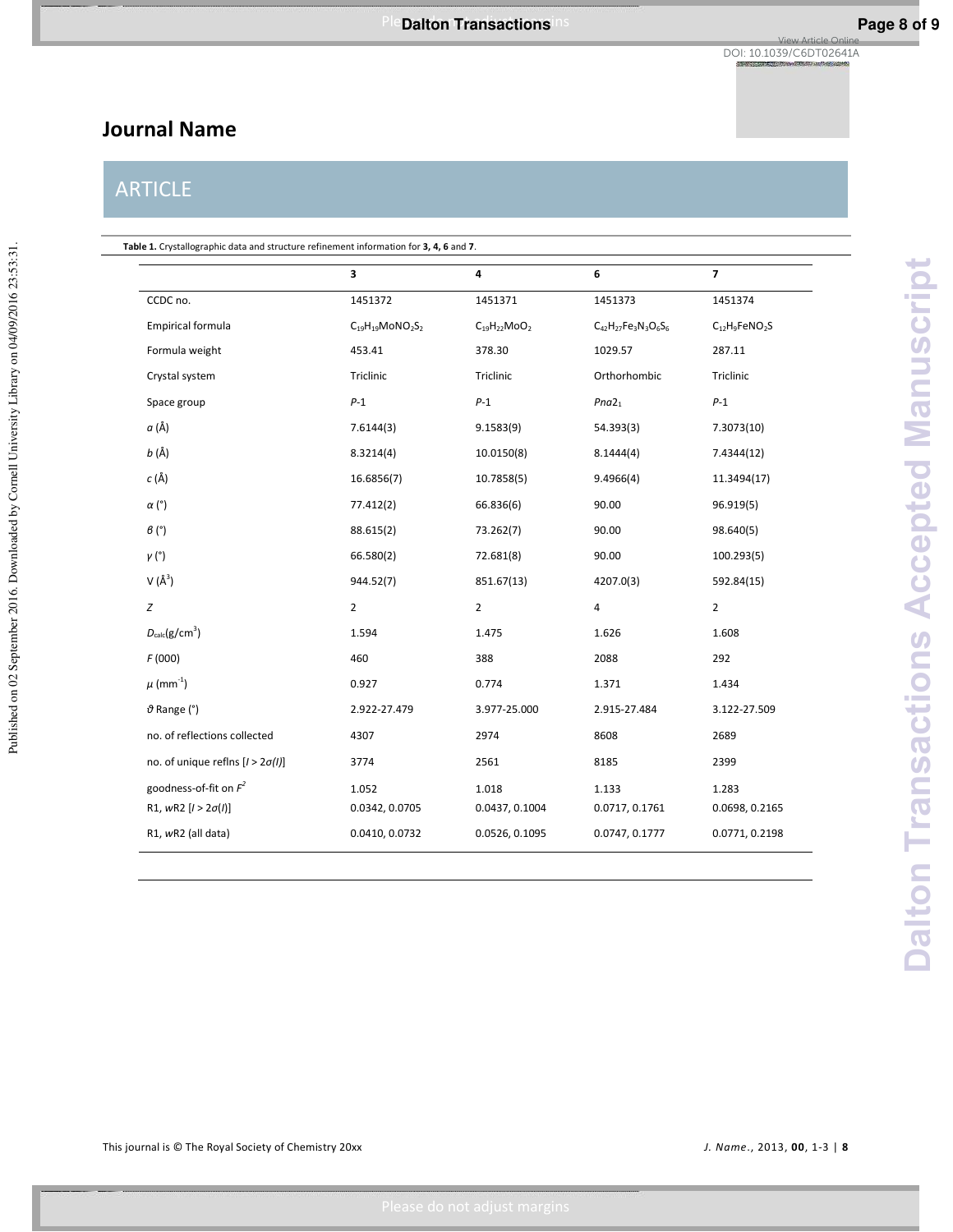**Table 1.** Crystallographic data and structure refinement information for **3**, **4**, **6** and **7**.

| | **3** | **4** | **6** | **7** |
|---|---|---|---|---|
| CCDC no. | 1451372 | 1451371 | 1451373 | 1451374 |
| Empirical formula | $C_{19}H_{19}MoNO_2S_2$ | $C_{19}H_{22}MoO_2$ | $C_{42}H_{27}Fe_3N_3O_6S_6$ | $C_{12}H_9FeNO_2S$ |
| Formula weight | 453.41 | 378.30 | 1029.57 | 287.11 |
| Crystal system | Triclinic | Triclinic | Orthorhombic | Triclinic |
| Space group | *P*-1 | *P*-1 | *Pna*2$_1$ | *P*-1 |
| *a* (Å) | 7.6144(3) | 9.1583(9) | 54.393(3) | 7.3073(10) |
| *b* (Å) | 8.3214(4) | 10.0150(8) | 8.1444(4) | 7.4344(12) |
| *c* (Å) | 16.6856(7) | 10.7858(5) | 9.4966(4) | 11.3494(17) |
| *α* (°) | 77.412(2) | 66.836(6) | 90.00 | 96.919(5) |
| *β* (°) | 88.615(2) | 73.262(7) | 90.00 | 98.640(5) |
| *γ* (°) | 66.580(2) | 72.681(8) | 90.00 | 100.293(5) |
| V (Å$^3$) | 944.52(7) | 851.67(13) | 4207.0(3) | 592.84(15) |
| *Z* | 2 | 2 | 4 | 2 |
| $D_{calc}$(g/cm$^3$) | 1.594 | 1.475 | 1.626 | 1.608 |
| *F* (000) | 460 | 388 | 2088 | 292 |
| *μ* (mm$^{-1}$) | 0.927 | 0.774 | 1.371 | 1.434 |
| *ϑ* Range (°) | 2.922-27.479 | 3.977-25.000 | 2.915-27.484 | 3.122-27.509 |
| no. of reflections collected | 4307 | 2974 | 8608 | 2689 |
| no. of unique reflns [$I > 2\sigma(I)$] | 3774 | 2561 | 8185 | 2399 |
| goodness-of-fit on $F^2$ | 1.052 | 1.018 | 1.133 | 1.283 |
| R1, *w*R2 [$I > 2\sigma(I)$] | 0.0342, 0.0705 | 0.0437, 0.1004 | 0.0717, 0.1761 | 0.0698, 0.2165 |
| R1, *w*R2 (all data) | 0.0410, 0.0732 | 0.0526, 0.1095 | 0.0747, 0.1777 | 0.0771, 0.2198 |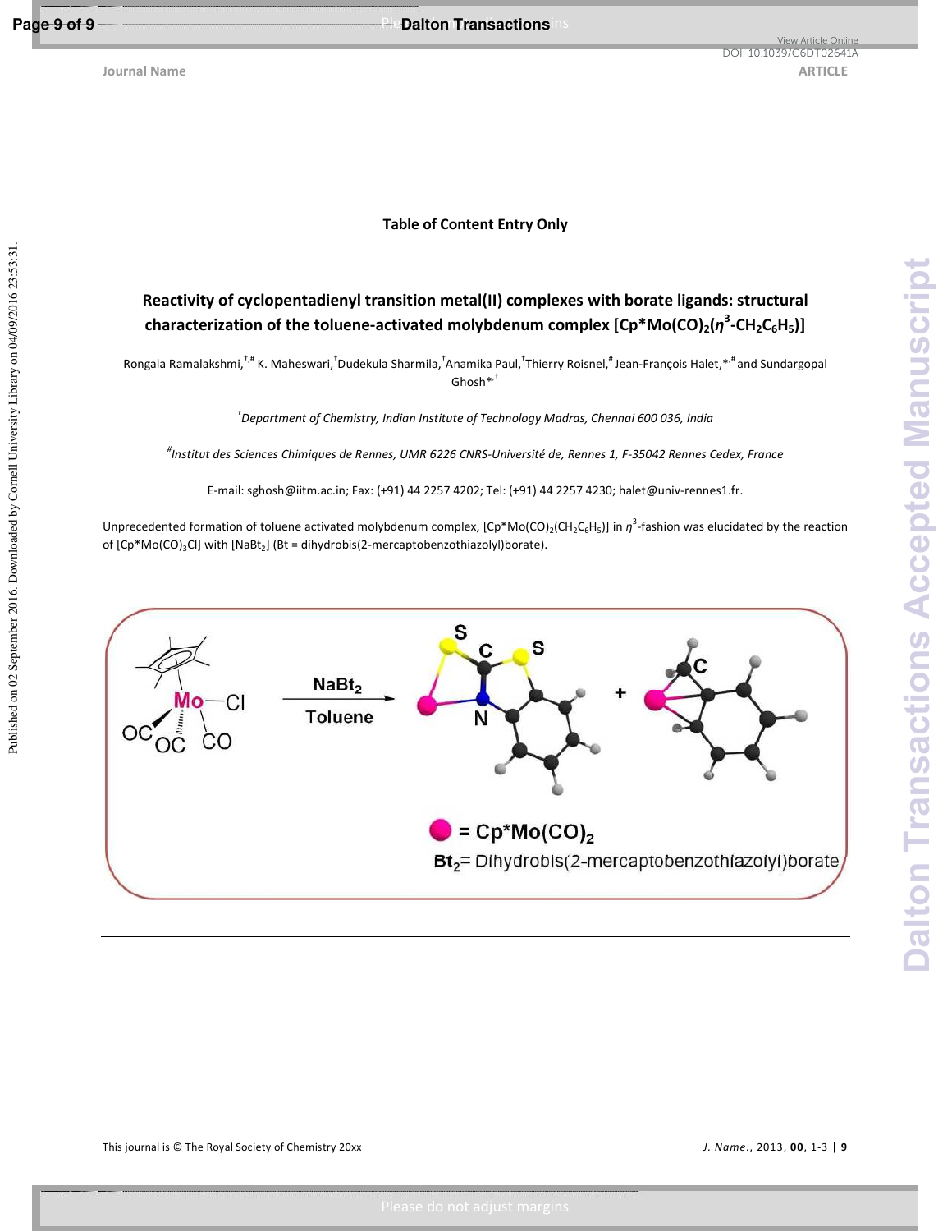## Table of Content Entry Only

### Reactivity of cyclopentadienyl transition metal(II) complexes with borate ligands: structural characterization of the toluene-activated molybdenum complex [Cp*Mo(CO)$_2$($\eta^3$-CH$_2$C$_6$H$_5$)]

Rongala Ramalakshmi,[†,#] K. Maheswari,[†] Dudekula Sharmila,[†] Anamika Paul,[†] Thierry Roisnel,[#] Jean-François Halet,[*,#] and Sundargopal Ghosh[*,†]

[†]*Department of Chemistry, Indian Institute of Technology Madras, Chennai 600 036, India*

[#]*Institut des Sciences Chimiques de Rennes, UMR 6226 CNRS-Université de, Rennes 1, F-35042 Rennes Cedex, France*

E-mail: sghosh@iitm.ac.in; Fax: (+91) 44 2257 4202; Tel: (+91) 44 2257 4230; halet@univ-rennes1.fr.

Unprecedented formation of toluene activated molybdenum complex, [Cp*Mo(CO)$_2$(CH$_2$C$_6$H$_5$)] in $\eta^3$-fashion was elucidated by the reaction of [Cp*Mo(CO)$_3$Cl] with [NaBt$_2$] (Bt = dihydrobis(2-mercaptobenzothiazolyl)borate).

Mo  Cl  OC  OC  CO

NaBt$_2$

Toluene

S  C  S  N

\+

C

= Cp*Mo(CO)$_2$

Bt$_2$= Dihydrobis(2-mercaptobenzothiazolyl)borate